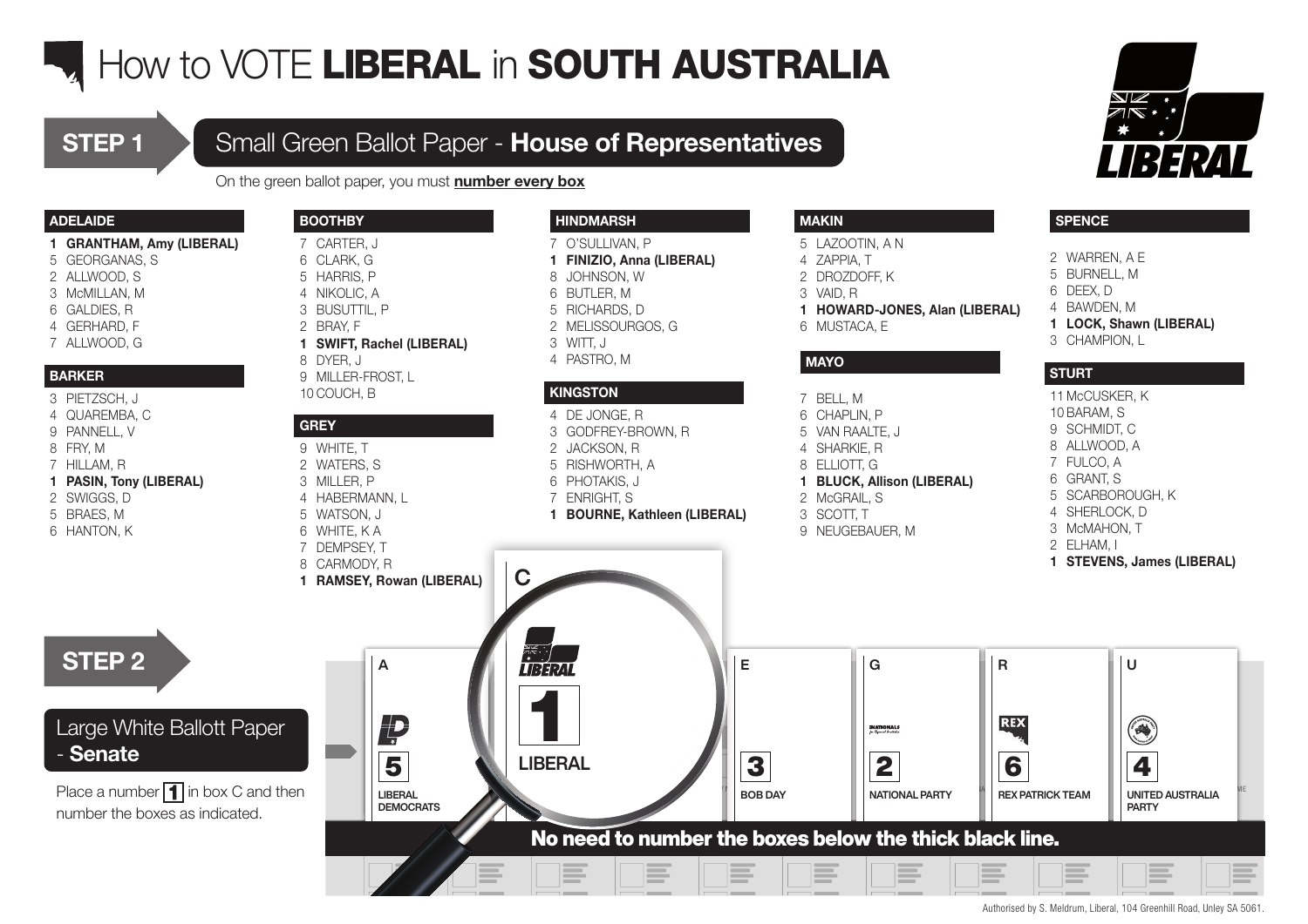# How to VOTE **LIBERAL** in **SOUTH AUSTRALIA**

## STEP 1

### Small Green Ballot Paper - **House of Representatives**

On the green ballot paper, you must **number every box**

**ADELAIDE**

1 **GRANTHAM, Amy (LIBERAL)**
5 GEORGANAS, S
2 ALLWOOD, S
3 McMILLAN, M
6 GALDIES, R
4 GERHARD, F
7 ALLWOOD, G

**BARKER**

3 PIETZSCH, J
4 QUAREMBA, C
9 PANNELL, V
8 FRY, M
7 HILLAM, R
1 **PASIN, Tony (LIBERAL)**
2 SWIGGS, D
5 BRAES, M
6 HANTON, K

**BOOTHBY**

7 CARTER, J
6 CLARK, G
5 HARRIS, P
4 NIKOLIC, A
3 BUSUTTIL, P
2 BRAY, F
1 **SWIFT, Rachel (LIBERAL)**
8 DYER, J
9 MILLER-FROST, L
10 COUCH, B

**GREY**

9 WHITE, T
2 WATERS, S
3 MILLER, P
4 HABERMANN, L
5 WATSON, J
6 WHITE, K A
7 DEMPSEY, T
8 CARMODY, R
1 **RAMSEY, Rowan (LIBERAL)**

**HINDMARSH**

7 O'SULLIVAN, P
1 **FINIZIO, Anna (LIBERAL)**
8 JOHNSON, W
6 BUTLER, M
5 RICHARDS, D
2 MELISSOURGOS, G
3 WITT, J
4 PASTRO, M

**KINGSTON**

4 DE JONGE, R
3 GODFREY-BROWN, R
2 JACKSON, R
5 RISHWORTH, A
6 PHOTAKIS, J
7 ENRIGHT, S
1 **BOURNE, Kathleen (LIBERAL)**

**MAKIN**

5 LAZOOTIN, A N
4 ZAPPIA, T
2 DROZDOFF, K
3 VAID, R
1 **HOWARD-JONES, Alan (LIBERAL)**
6 MUSTACA, E

**MAYO**

7 BELL, M
6 CHAPLIN, P
5 VAN RAALTE, J
4 SHARKIE, R
8 ELLIOTT, G
1 **BLUCK, Allison (LIBERAL)**
2 McGRAIL, S
3 SCOTT, T
9 NEUGEBAUER, M

**SPENCE**

2 WARREN, A E
5 BURNELL, M
6 DEEX, D
4 BAWDEN, M
1 **LOCK, Shawn (LIBERAL)**
3 CHAMPION, L

**STURT**

11 McCUSKER, K
10 BARAM, S
9 SCHMIDT, C
8 ALLWOOD, A
7 FULCO, A
6 GRANT, S
5 SCARBOROUGH, K
4 SHERLOCK, D
3 McMAHON, T
2 ELHAM, I
1 **STEVENS, James (LIBERAL)**

## STEP 2

### Large White Ballott Paper - **Senate**

Place a number 1 in box C and then number the boxes as indicated.

| A | C | E | G | R | U |
|---|---|---|---|---|---|
| 5 | 1 | 3 | 2 | 6 | 4 |
| LIBERAL DEMOCRATS | LIBERAL | BOB DAY | NATIONAL PARTY | REX PATRICK TEAM | UNITED AUSTRALIA PARTY |

**No need to number the boxes below the thick black line.**

Authorised by S. Meldrum, Liberal, 104 Greenhill Road, Unley SA 5061.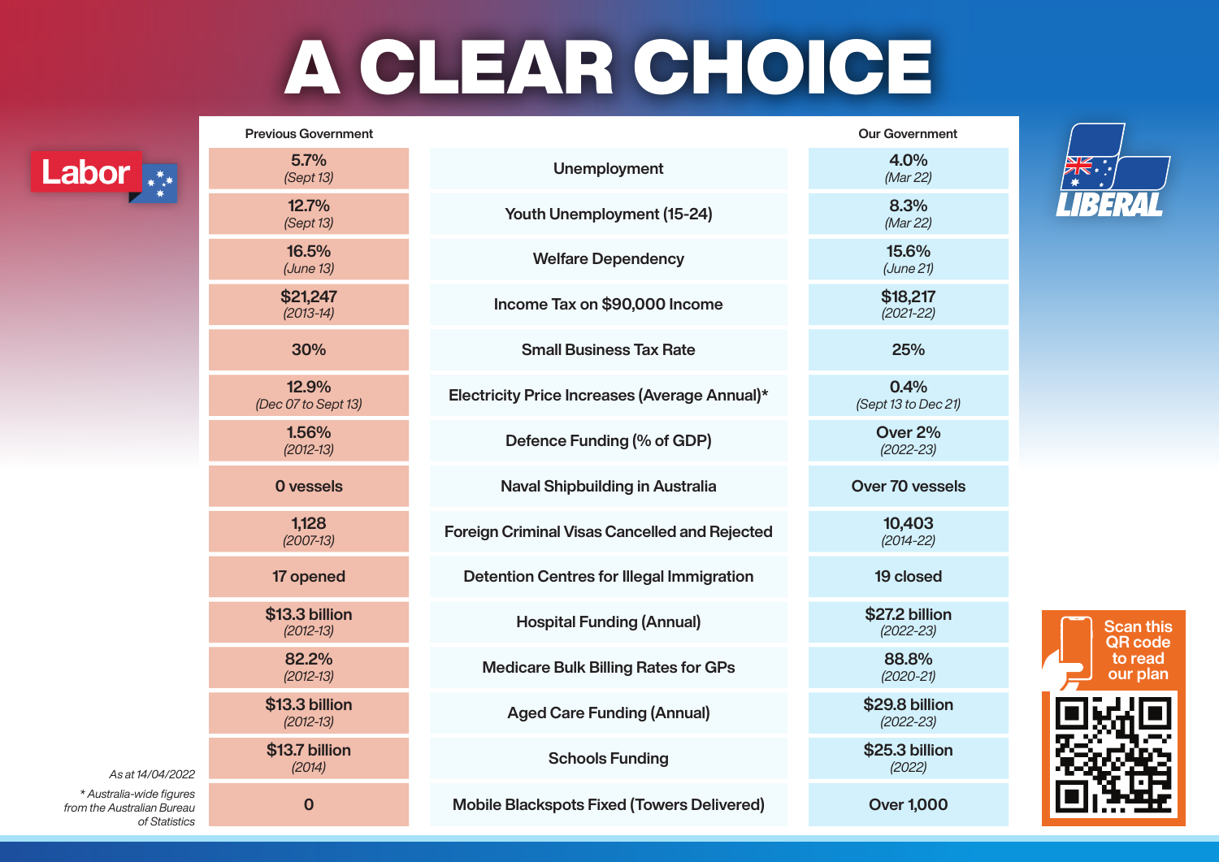# A CLEAR CHOICE

Labor

LIBERAL

| Previous Government | | Our Government |
|---|---|---|
| 5.7% *(Sept 13)* | Unemployment | 4.0% *(Mar 22)* |
| 12.7% *(Sept 13)* | Youth Unemployment (15-24) | 8.3% *(Mar 22)* |
| 16.5% *(June 13)* | Welfare Dependency | 15.6% *(June 21)* |
| $21,247 *(2013-14)* | Income Tax on $90,000 Income | $18,217 *(2021-22)* |
| 30% | Small Business Tax Rate | 25% |
| 12.9% *(Dec 07 to Sept 13)* | Electricity Price Increases (Average Annual)* | 0.4% *(Sept 13 to Dec 21)* |
| 1.56% *(2012-13)* | Defence Funding (% of GDP) | Over 2% *(2022-23)* |
| 0 vessels | Naval Shipbuilding in Australia | Over 70 vessels |
| 1,128 *(2007-13)* | Foreign Criminal Visas Cancelled and Rejected | 10,403 *(2014-22)* |
| 17 opened | Detention Centres for Illegal Immigration | 19 closed |
| $13.3 billion *(2012-13)* | Hospital Funding (Annual) | $27.2 billion *(2022-23)* |
| 82.2% *(2012-13)* | Medicare Bulk Billing Rates for GPs | 88.8% *(2020-21)* |
| $13.3 billion *(2012-13)* | Aged Care Funding (Annual) | $29.8 billion *(2022-23)* |
| $13.7 billion *(2014)* | Schools Funding | $25.3 billion *(2022)* |
| 0 | Mobile Blackspots Fixed (Towers Delivered) | Over 1,000 |

*As at 14/04/2022*

*\* Australia-wide figures from the Australian Bureau of Statistics*

Scan this QR code to read our plan